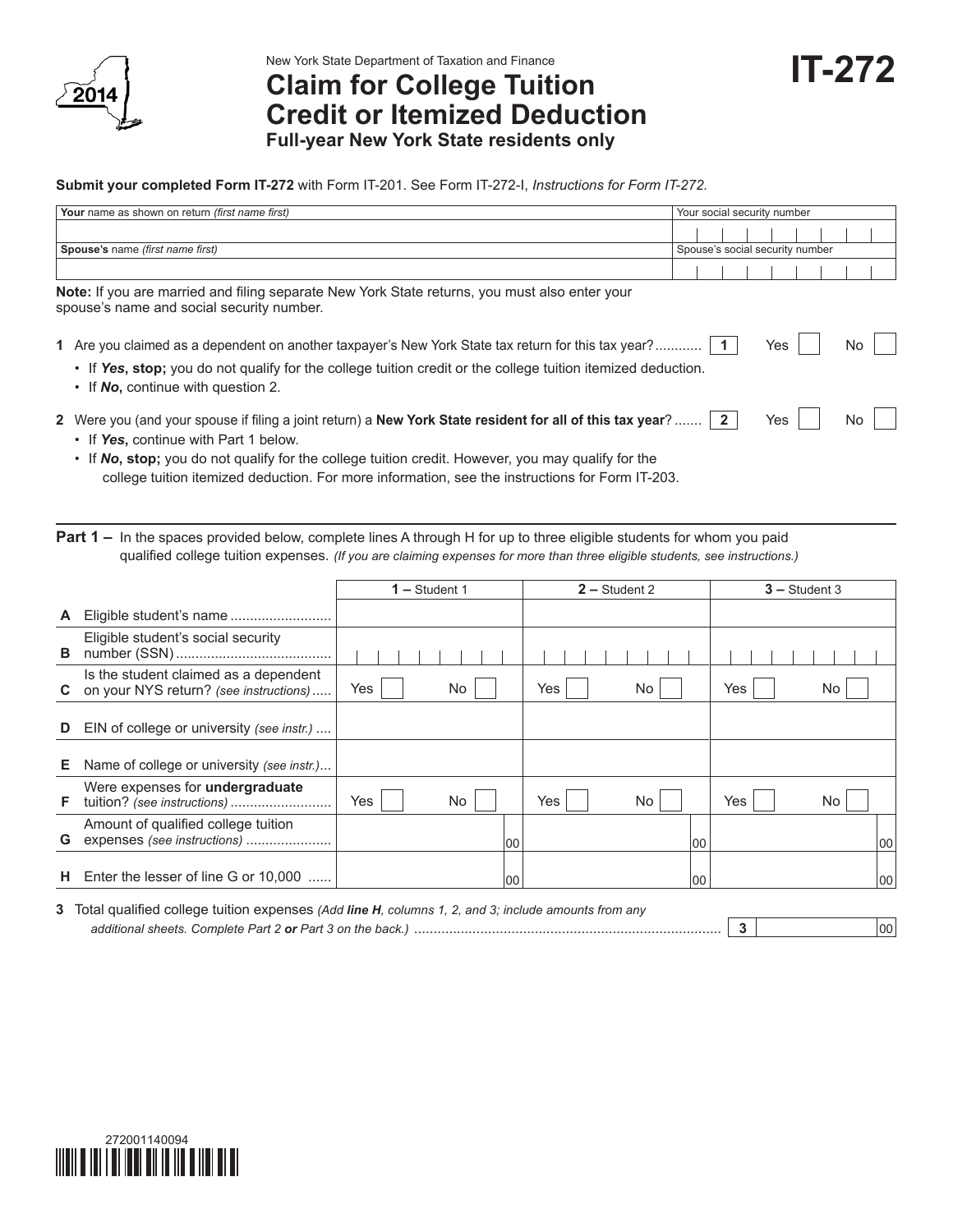2014

New York State Department of Taxation and Finance

# Claim for College Tuition Credit or Itemized Deduction

**Full-year New York State residents only**

# IT-272

**Submit your completed Form IT-272** with Form IT-201. See Form IT-272-I, *Instructions for Form IT-272.*

| **Your** name as shown on return *(first name first)* | Your social security number |
|---|---|
| | |
| **Spouse's** name *(first name first)* | Spouse's social security number |
| | |

**Note:** If you are married and filing separate New York State returns, you must also enter your spouse's name and social security number.

**1** Are you claimed as a dependent on another taxpayer's New York State tax return for this tax year? ............ **1** Yes ☐ No ☐

- If ***Yes*****, stop;** you do not qualify for the college tuition credit or the college tuition itemized deduction.
- If ***No*****,** continue with question 2.

**2** Were you (and your spouse if filing a joint return) a **New York State resident for all of this tax year**? ....... **2** Yes ☐ No ☐

- If ***Yes*****,** continue with Part 1 below.
- If ***No*****, stop;** you do not qualify for the college tuition credit. However, you may qualify for the college tuition itemized deduction. For more information, see the instructions for Form IT-203.

**Part 1 –** In the spaces provided below, complete lines A through H for up to three eligible students for whom you paid qualified college tuition expenses. *(If you are claiming expenses for more than three eligible students, see instructions.)*

| | | **1 –** Student 1 | **2 –** Student 2 | **3 –** Student 3 |
|---|---|---|---|---|
| **A** | Eligible student's name .......................... | | | |
| **B** | Eligible student's social security number (SSN) ....................................... | | | |
| **C** | Is the student claimed as a dependent on your NYS return? *(see instructions)* ..... | Yes ☐ No ☐ | Yes ☐ No ☐ | Yes ☐ No ☐ |
| **D** | EIN of college or university *(see instr.)* .... | | | |
| **E** | Name of college or university *(see instr.)*... | | | |
| **F** | Were expenses for **undergraduate** tuition? *(see instructions)* .......................... | Yes ☐ No ☐ | Yes ☐ No ☐ | Yes ☐ No ☐ |
| **G** | Amount of qualified college tuition expenses *(see instructions)* ...................... | 00 | 00 | 00 |
| **H** | Enter the lesser of line G or 10,000 ...... | 00 | 00 | 00 |

**3** Total qualified college tuition expenses *(Add **line H**, columns 1, 2, and 3; include amounts from any additional sheets. Complete Part 2 **or** Part 3 on the back.)* ................................................................................ **3** 00

272001140094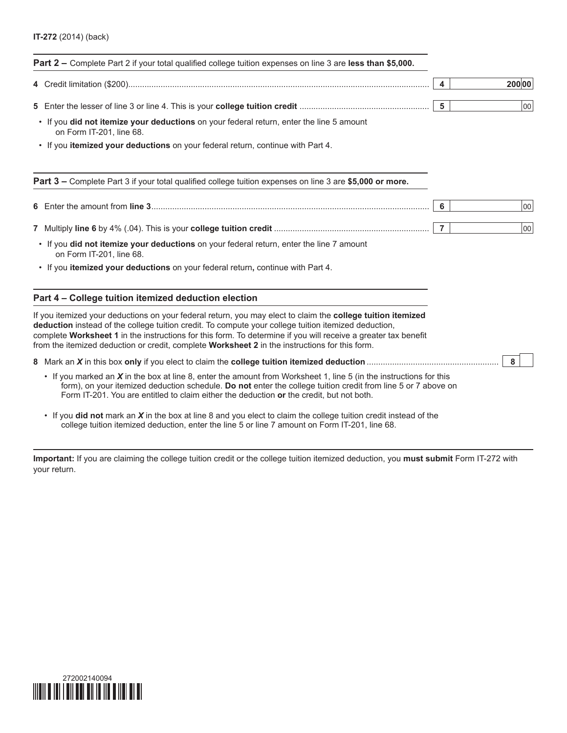**IT-272** (2014) (back)

**Part 2 –** Complete Part 2 if your total qualified college tuition expenses on line 3 are **less than $5,000.**

| | | |
|---|---|---|
| **4** Credit limitation ($200) | **4** | 200 00 |
| **5** Enter the lesser of line 3 or line 4. This is your **college tuition credit** | **5** | 00 |

- If you **did not itemize your deductions** on your federal return, enter the line 5 amount on Form IT-201, line 68.
- If you **itemized your deductions** on your federal return, continue with Part 4.

**Part 3 –** Complete Part 3 if your total qualified college tuition expenses on line 3 are **$5,000 or more.**

| | | |
|---|---|---|
| **6** Enter the amount from **line 3** | **6** | 00 |
| **7** Multiply **line 6** by 4% (.04). This is your **college tuition credit** | **7** | 00 |

- If you **did not itemize your deductions** on your federal return, enter the line 7 amount on Form IT-201, line 68.
- If you **itemized your deductions** on your federal return**,** continue with Part 4.

**Part 4 – College tuition itemized deduction election**

If you itemized your deductions on your federal return, you may elect to claim the **college tuition itemized deduction** instead of the college tuition credit. To compute your college tuition itemized deduction, complete **Worksheet 1** in the instructions for this form. To determine if you will receive a greater tax benefit from the itemized deduction or credit, complete **Worksheet 2** in the instructions for this form.

**8** Mark an ***X*** in this box **only** if you elect to claim the **college tuition itemized deduction** .......... **8** ☐

- If you marked an ***X*** in the box at line 8, enter the amount from Worksheet 1, line 5 (in the instructions for this form), on your itemized deduction schedule. **Do not** enter the college tuition credit from line 5 or 7 above on Form IT-201. You are entitled to claim either the deduction **or** the credit, but not both.
- If you **did not** mark an ***X*** in the box at line 8 and you elect to claim the college tuition credit instead of the college tuition itemized deduction, enter the line 5 or line 7 amount on Form IT-201, line 68.

**Important:** If you are claiming the college tuition credit or the college tuition itemized deduction, you **must submit** Form IT-272 with your return.

272002140094